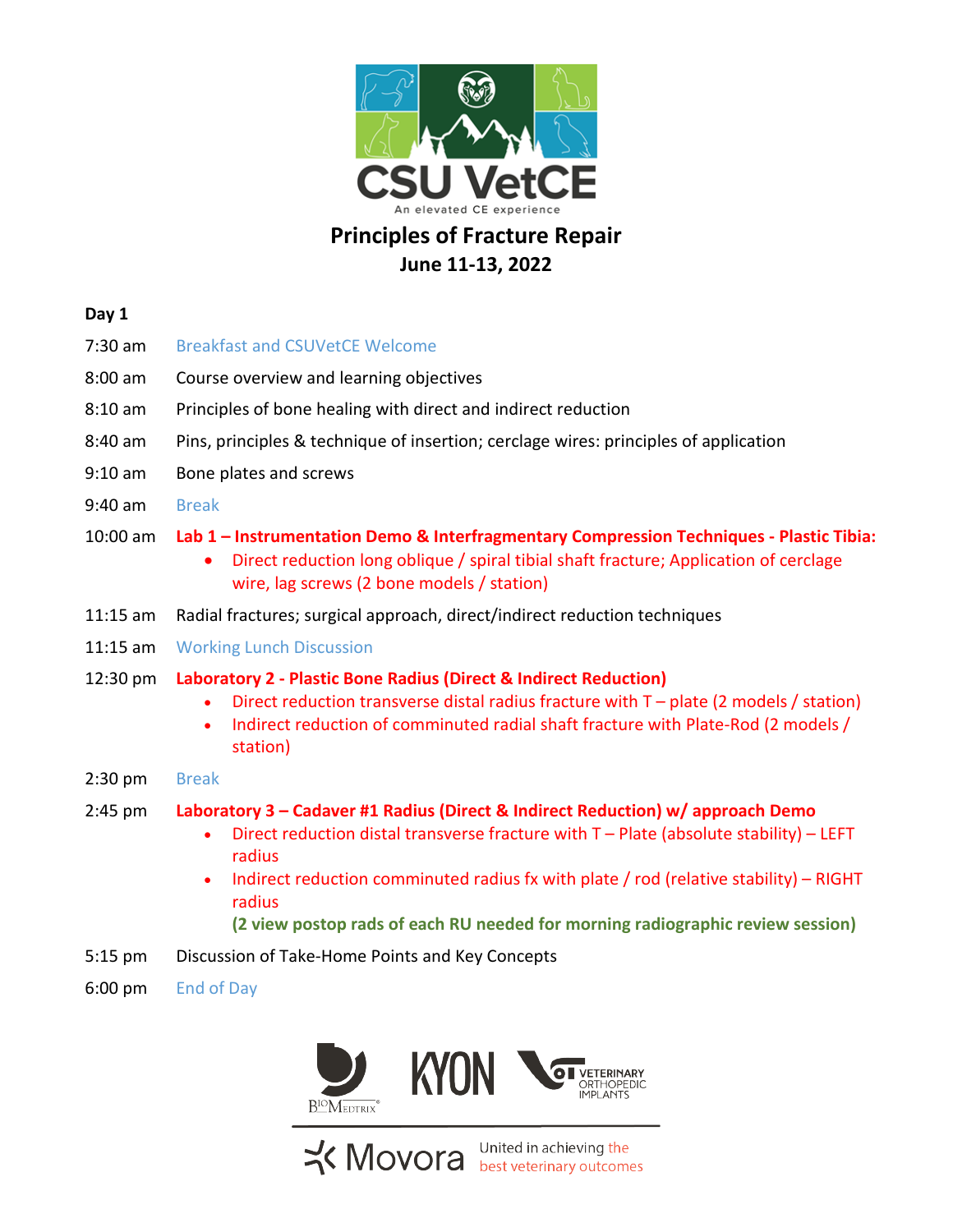CSU VetCE

An elevated CE experience

# Principles of Fracture Repair

## June 11-13, 2022

**Day 1**

7:30 am Breakfast and CSUVetCE Welcome

8:00 am Course overview and learning objectives

8:10 am Principles of bone healing with direct and indirect reduction

8:40 am Pins, principles & technique of insertion; cerclage wires: principles of application

9:10 am Bone plates and screws

9:40 am Break

10:00 am **Lab 1 – Instrumentation Demo & Interfragmentary Compression Techniques - Plastic Tibia:**

- Direct reduction long oblique / spiral tibial shaft fracture; Application of cerclage wire, lag screws (2 bone models / station)

11:15 am Radial fractures; surgical approach, direct/indirect reduction techniques

11:15 am Working Lunch Discussion

12:30 pm **Laboratory 2 - Plastic Bone Radius (Direct & Indirect Reduction)**

- Direct reduction transverse distal radius fracture with T – plate (2 models / station)
- Indirect reduction of comminuted radial shaft fracture with Plate-Rod (2 models / station)

2:30 pm Break

2:45 pm **Laboratory 3 – Cadaver #1 Radius (Direct & Indirect Reduction) w/ approach Demo**

- Direct reduction distal transverse fracture with T – Plate (absolute stability) – LEFT radius
- Indirect reduction comminuted radius fx with plate / rod (relative stability) – RIGHT radius
  **(2 view postop rads of each RU needed for morning radiographic review session)**

5:15 pm Discussion of Take-Home Points and Key Concepts

6:00 pm End of Day

BioMedtrix® KYON VETERINARY ORTHOPEDIC IMPLANTS

Movora United in achieving the best veterinary outcomes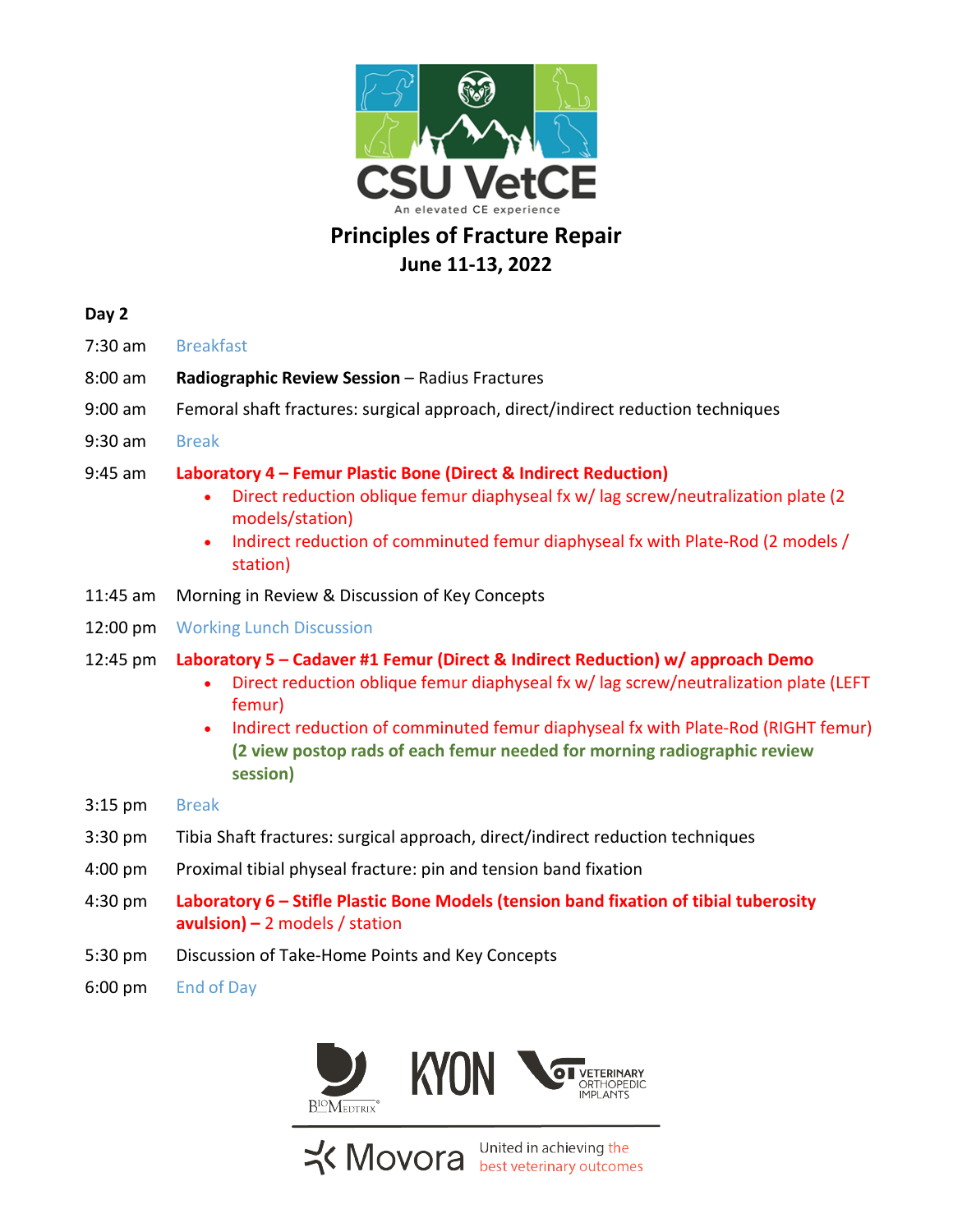**CSU VetCE**

An elevated CE experience

# Principles of Fracture Repair

**June 11-13, 2022**

## Day 2

| Time | Activity |
|---|---|
| 7:30 am | Breakfast |
| 8:00 am | **Radiographic Review Session** – Radius Fractures |
| 9:00 am | Femoral shaft fractures: surgical approach, direct/indirect reduction techniques |
| 9:30 am | Break |
| 9:45 am | **Laboratory 4 – Femur Plastic Bone (Direct & Indirect Reduction)** |
| 11:45 am | Morning in Review & Discussion of Key Concepts |
| 12:00 pm | Working Lunch Discussion |
| 12:45 pm | **Laboratory 5 – Cadaver #1 Femur (Direct & Indirect Reduction) w/ approach Demo** |
| 3:15 pm | Break |
| 3:30 pm | Tibia Shaft fractures: surgical approach, direct/indirect reduction techniques |
| 4:00 pm | Proximal tibial physeal fracture: pin and tension band fixation |
| 4:30 pm | **Laboratory 6 – Stifle Plastic Bone Models (tension band fixation of tibial tuberosity avulsion) –** 2 models / station |
| 5:30 pm | Discussion of Take-Home Points and Key Concepts |
| 6:00 pm | End of Day |

**Laboratory 4 (9:45 am):**

- Direct reduction oblique femur diaphyseal fx w/ lag screw/neutralization plate (2 models/station)
- Indirect reduction of comminuted femur diaphyseal fx with Plate-Rod (2 models / station)

**Laboratory 5 (12:45 pm):**

- Direct reduction oblique femur diaphyseal fx w/ lag screw/neutralization plate (LEFT femur)
- Indirect reduction of comminuted femur diaphyseal fx with Plate-Rod (RIGHT femur) **(2 view postop rads of each femur needed for morning radiographic review session)**

BioMedtrix® | KYON | Veterinary Orthopedic Implants

Movora — United in achieving the best veterinary outcomes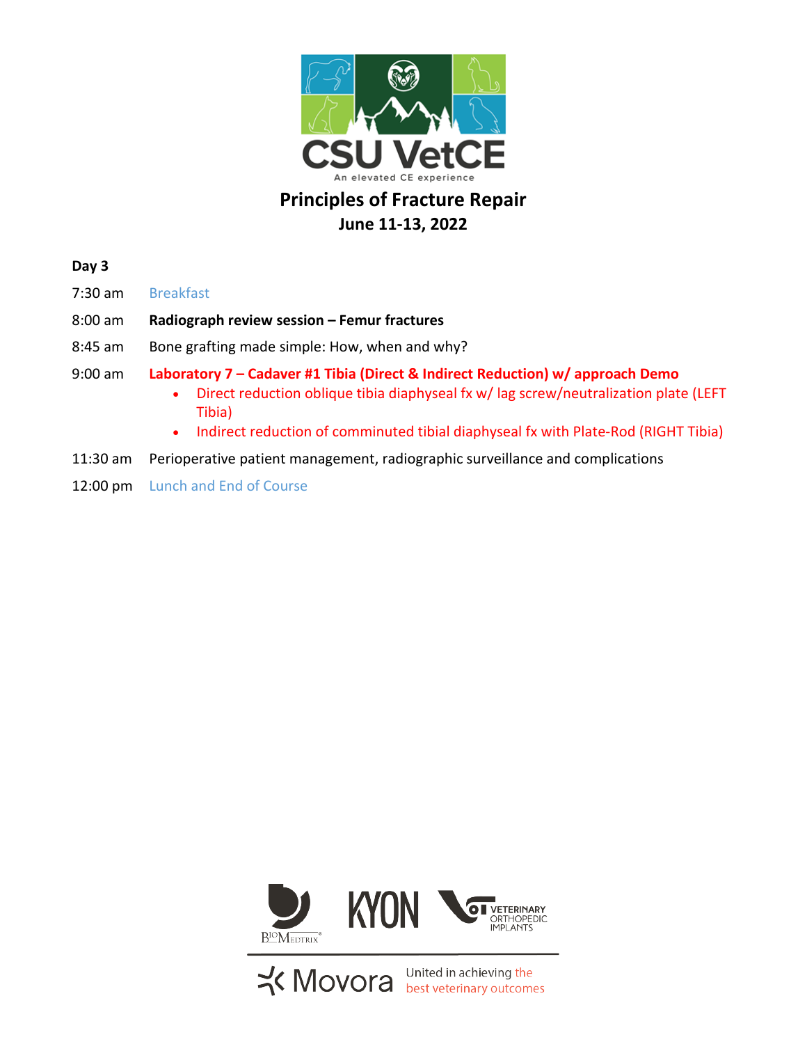CSU VetCE

An elevated CE experience

## Principles of Fracture Repair

**June 11-13, 2022**

**Day 3**

7:30 am Breakfast

8:00 am **Radiograph review session – Femur fractures**

8:45 am Bone grafting made simple: How, when and why?

9:00 am **Laboratory 7 – Cadaver #1 Tibia (Direct & Indirect Reduction) w/ approach Demo**

- Direct reduction oblique tibia diaphyseal fx w/ lag screw/neutralization plate (LEFT Tibia)
- Indirect reduction of comminuted tibial diaphyseal fx with Plate-Rod (RIGHT Tibia)

11:30 am Perioperative patient management, radiographic surveillance and complications

12:00 pm Lunch and End of Course

BioMedtrix KYON VETERINARY ORTHOPEDIC IMPLANTS

Movora United in achieving the best veterinary outcomes